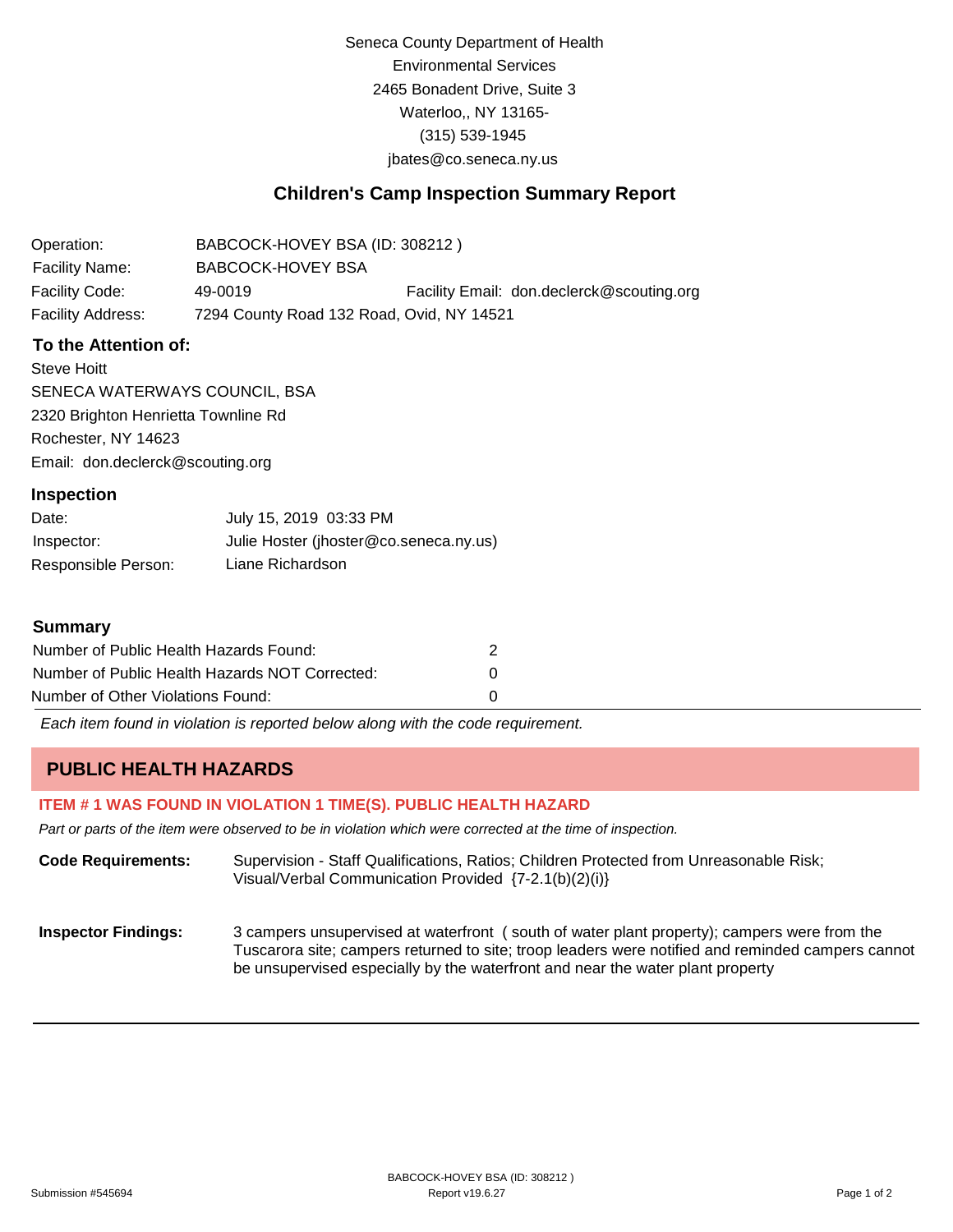Seneca County Department of Health
Environmental Services
2465 Bonadent Drive, Suite 3
Waterloo,, NY 13165-
(315) 539-1945
jbates@co.seneca.ny.us

## Children's Camp Inspection Summary Report

| | | |
|---|---|---|
| Operation: | BABCOCK-HOVEY BSA (ID: 308212 ) | |
| Facility Name: | BABCOCK-HOVEY BSA | |
| Facility Code: | 49-0019 | Facility Email: don.declerck@scouting.org |
| Facility Address: | 7294 County Road 132 Road, Ovid, NY 14521 | |

### To the Attention of:

Steve Hoitt
SENECA WATERWAYS COUNCIL, BSA
2320 Brighton Henrietta Townline Rd
Rochester, NY 14623
Email: don.declerck@scouting.org

### Inspection

| | |
|---|---|
| Date: | July 15, 2019 03:33 PM |
| Inspector: | Julie Hoster (jhoster@co.seneca.ny.us) |
| Responsible Person: | Liane Richardson |

### Summary

| | |
|---|---|
| Number of Public Health Hazards Found: | 2 |
| Number of Public Health Hazards NOT Corrected: | 0 |
| Number of Other Violations Found: | 0 |

*Each item found in violation is reported below along with the code requirement.*

## PUBLIC HEALTH HAZARDS

**ITEM # 1 WAS FOUND IN VIOLATION 1 TIME(S). PUBLIC HEALTH HAZARD**

*Part or parts of the item were observed to be in violation which were corrected at the time of inspection.*

**Code Requirements:** Supervision - Staff Qualifications, Ratios; Children Protected from Unreasonable Risk; Visual/Verbal Communication Provided {7-2.1(b)(2)(i)}

**Inspector Findings:** 3 campers unsupervised at waterfront ( south of water plant property); campers were from the Tuscarora site; campers returned to site; troop leaders were notified and reminded campers cannot be unsupervised especially by the waterfront and near the water plant property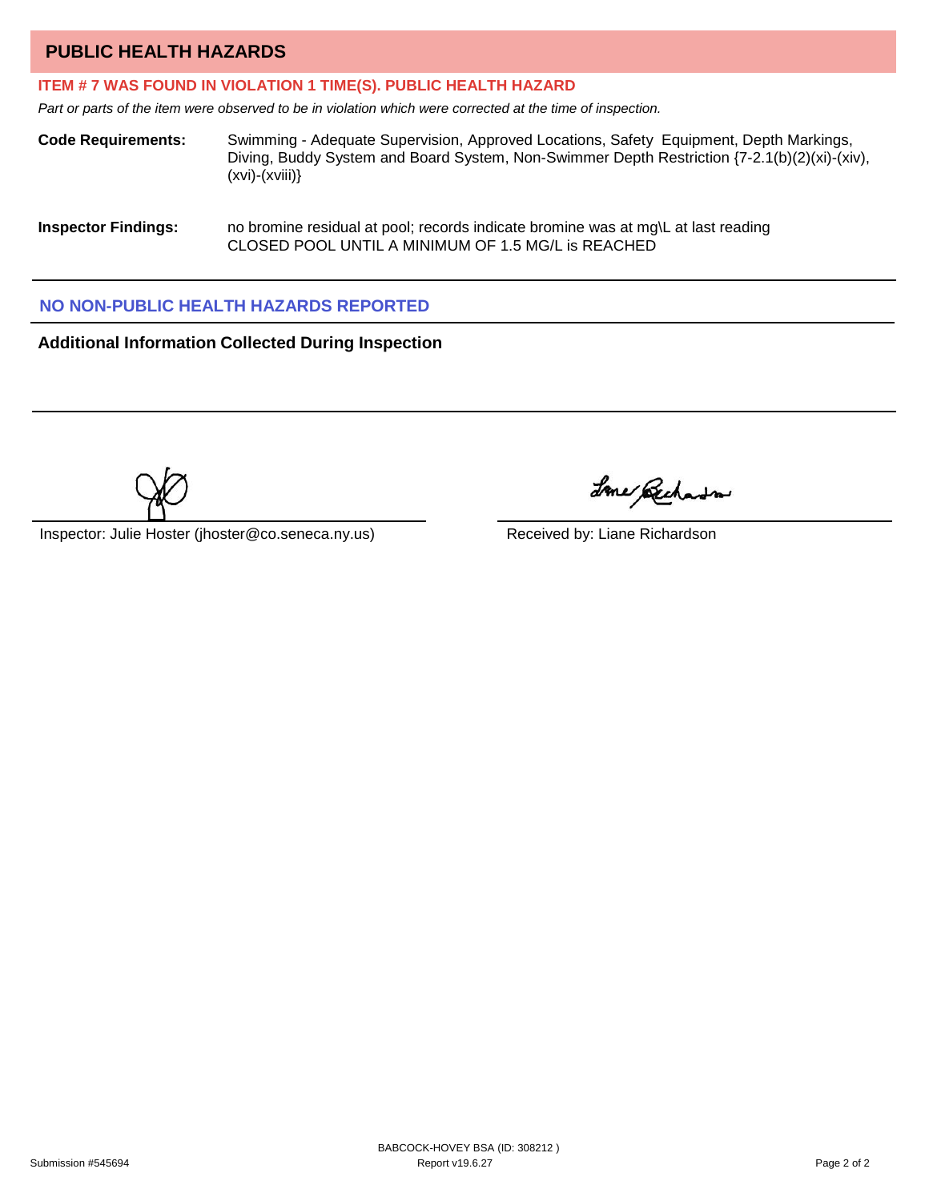## PUBLIC HEALTH HAZARDS

### ITEM # 7 WAS FOUND IN VIOLATION 1 TIME(S). PUBLIC HEALTH HAZARD

*Part or parts of the item were observed to be in violation which were corrected at the time of inspection.*

**Code Requirements:** Swimming - Adequate Supervision, Approved Locations, Safety Equipment, Depth Markings, Diving, Buddy System and Board System, Non-Swimmer Depth Restriction {7-2.1(b)(2)(xi)-(xiv), (xvi)-(xviii)}

**Inspector Findings:** no bromine residual at pool; records indicate bromine was at mg\L at last reading
CLOSED POOL UNTIL A MINIMUM OF 1.5 MG/L is REACHED

---

### NO NON-PUBLIC HEALTH HAZARDS REPORTED

---

**Additional Information Collected During Inspection**

---

Inspector: Julie Hoster (jhoster@co.seneca.ny.us)

Received by: Liane Richardson

BABCOCK-HOVEY BSA (ID: 308212 )

Submission #545694

Report v19.6.27